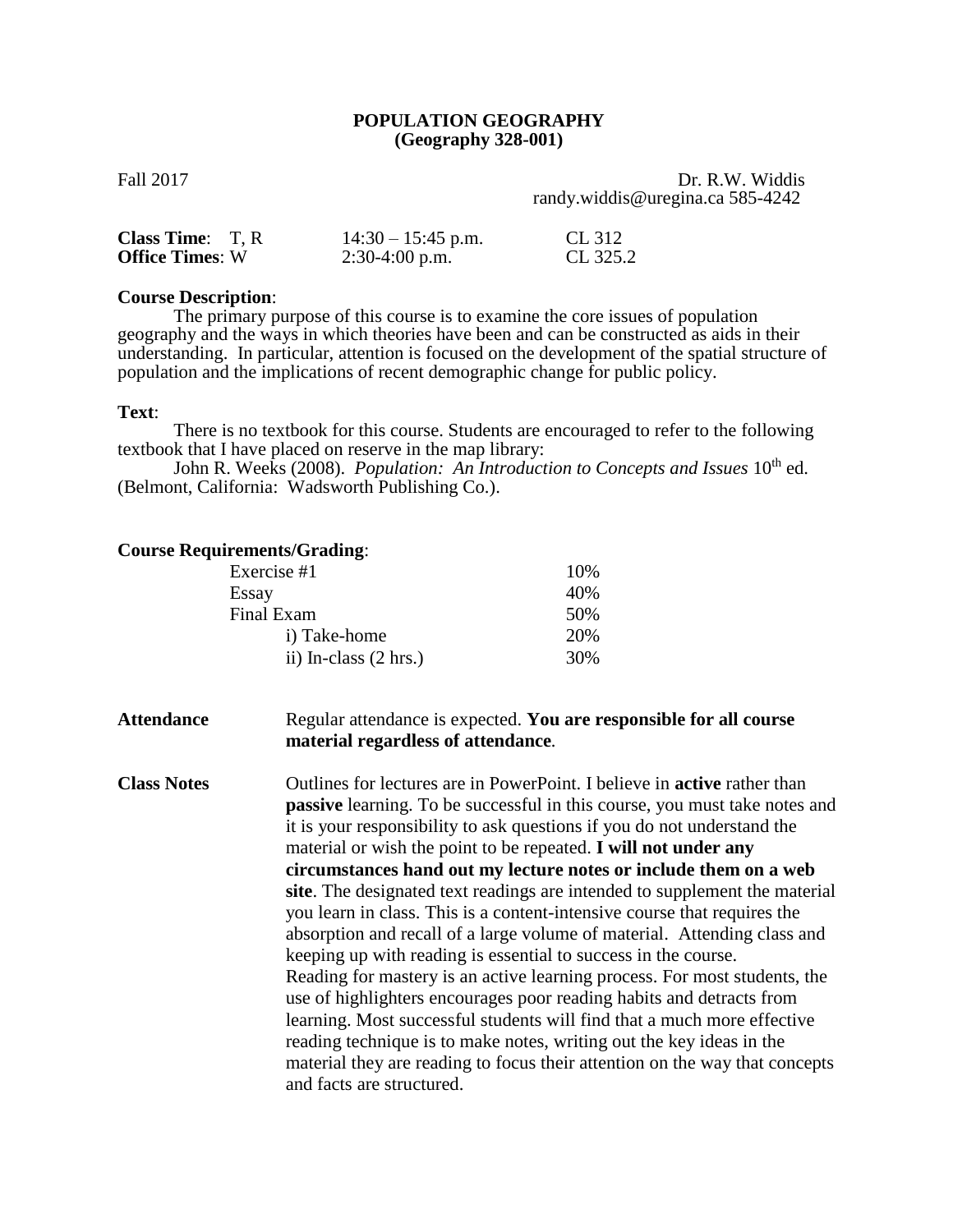# POPULATION GEOGRAPHY
## (Geography 328-001)

Fall 2017

Dr. R.W. Widdis
randy.widdis@uregina.ca 585-4242

| | | |
|---|---|---|
| **Class Time**: T, R | 14:30 – 15:45 p.m. | CL 312 |
| **Office Times**: W | 2:30-4:00 p.m. | CL 325.2 |

**Course Description**:

The primary purpose of this course is to examine the core issues of population geography and the ways in which theories have been and can be constructed as aids in their understanding. In particular, attention is focused on the development of the spatial structure of population and the implications of recent demographic change for public policy.

**Text**:

There is no textbook for this course. Students are encouraged to refer to the following textbook that I have placed on reserve in the map library:

John R. Weeks (2008). *Population: An Introduction to Concepts and Issues* 10th ed. (Belmont, California: Wadsworth Publishing Co.).

**Course Requirements/Grading**:

| | |
|---|---|
| Exercise #1 | 10% |
| Essay | 40% |
| Final Exam | 50% |
| i) Take-home | 20% |
| ii) In-class (2 hrs.) | 30% |

**Attendance**

Regular attendance is expected. **You are responsible for all course material regardless of attendance**.

**Class Notes**

Outlines for lectures are in PowerPoint. I believe in **active** rather than **passive** learning. To be successful in this course, you must take notes and it is your responsibility to ask questions if you do not understand the material or wish the point to be repeated. **I will not under any circumstances hand out my lecture notes or include them on a web site**. The designated text readings are intended to supplement the material you learn in class. This is a content-intensive course that requires the absorption and recall of a large volume of material. Attending class and keeping up with reading is essential to success in the course. Reading for mastery is an active learning process. For most students, the use of highlighters encourages poor reading habits and detracts from learning. Most successful students will find that a much more effective reading technique is to make notes, writing out the key ideas in the material they are reading to focus their attention on the way that concepts and facts are structured.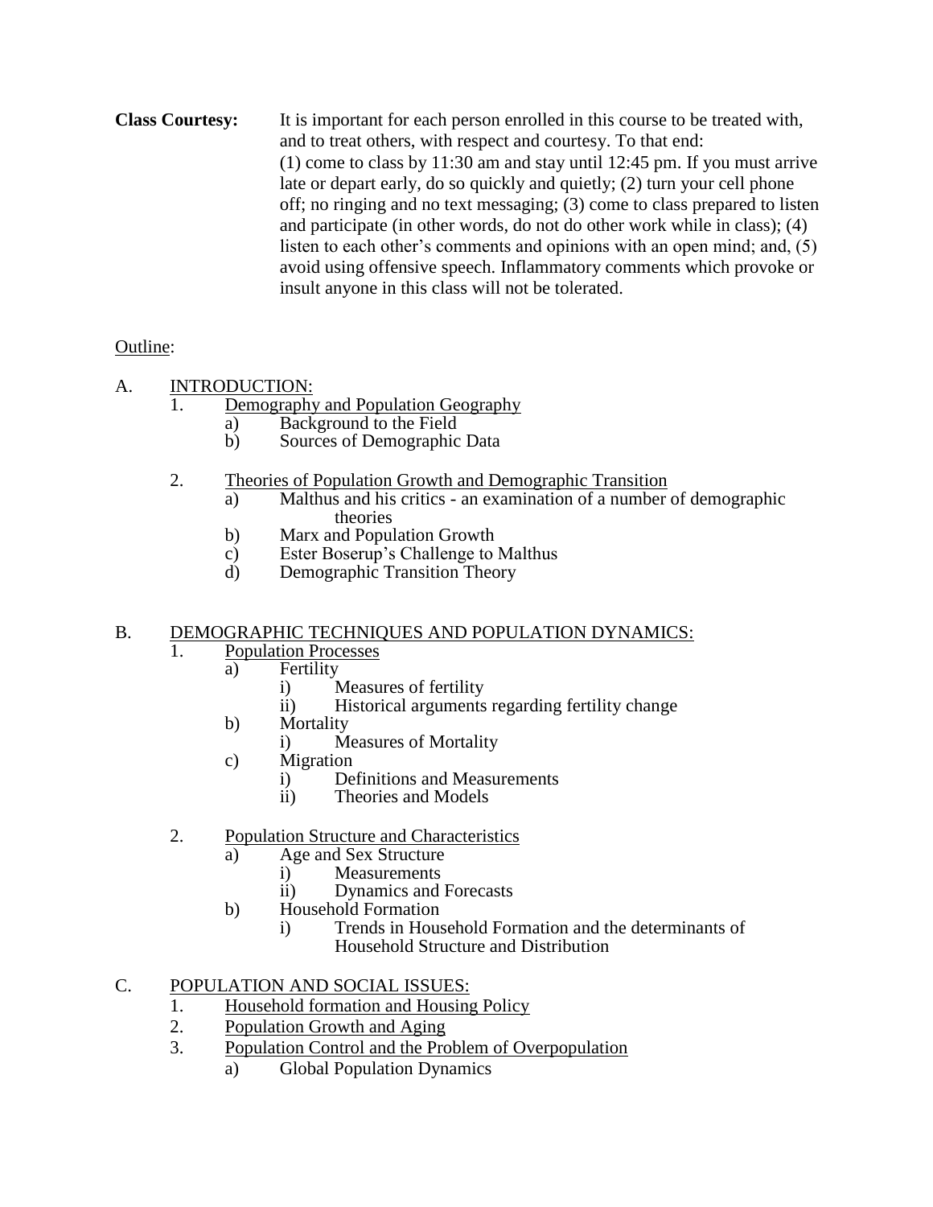**Class Courtesy:** It is important for each person enrolled in this course to be treated with, and to treat others, with respect and courtesy. To that end: (1) come to class by 11:30 am and stay until 12:45 pm. If you must arrive late or depart early, do so quickly and quietly; (2) turn your cell phone off; no ringing and no text messaging; (3) come to class prepared to listen and participate (in other words, do not do other work while in class); (4) listen to each other's comments and opinions with an open mind; and, (5) avoid using offensive speech. Inflammatory comments which provoke or insult anyone in this class will not be tolerated.

Outline:

A. INTRODUCTION:
   1. Demography and Population Geography
      a) Background to the Field
      b) Sources of Demographic Data

   2. Theories of Population Growth and Demographic Transition
      a) Malthus and his critics - an examination of a number of demographic theories
      b) Marx and Population Growth
      c) Ester Boserup's Challenge to Malthus
      d) Demographic Transition Theory

B. DEMOGRAPHIC TECHNIQUES AND POPULATION DYNAMICS:
   1. Population Processes
      a) Fertility
         i) Measures of fertility
         ii) Historical arguments regarding fertility change
      b) Mortality
         i) Measures of Mortality
      c) Migration
         i) Definitions and Measurements
         ii) Theories and Models

   2. Population Structure and Characteristics
      a) Age and Sex Structure
         i) Measurements
         ii) Dynamics and Forecasts
      b) Household Formation
         i) Trends in Household Formation and the determinants of Household Structure and Distribution

C. POPULATION AND SOCIAL ISSUES:
   1. Household formation and Housing Policy
   2. Population Growth and Aging
   3. Population Control and the Problem of Overpopulation
      a) Global Population Dynamics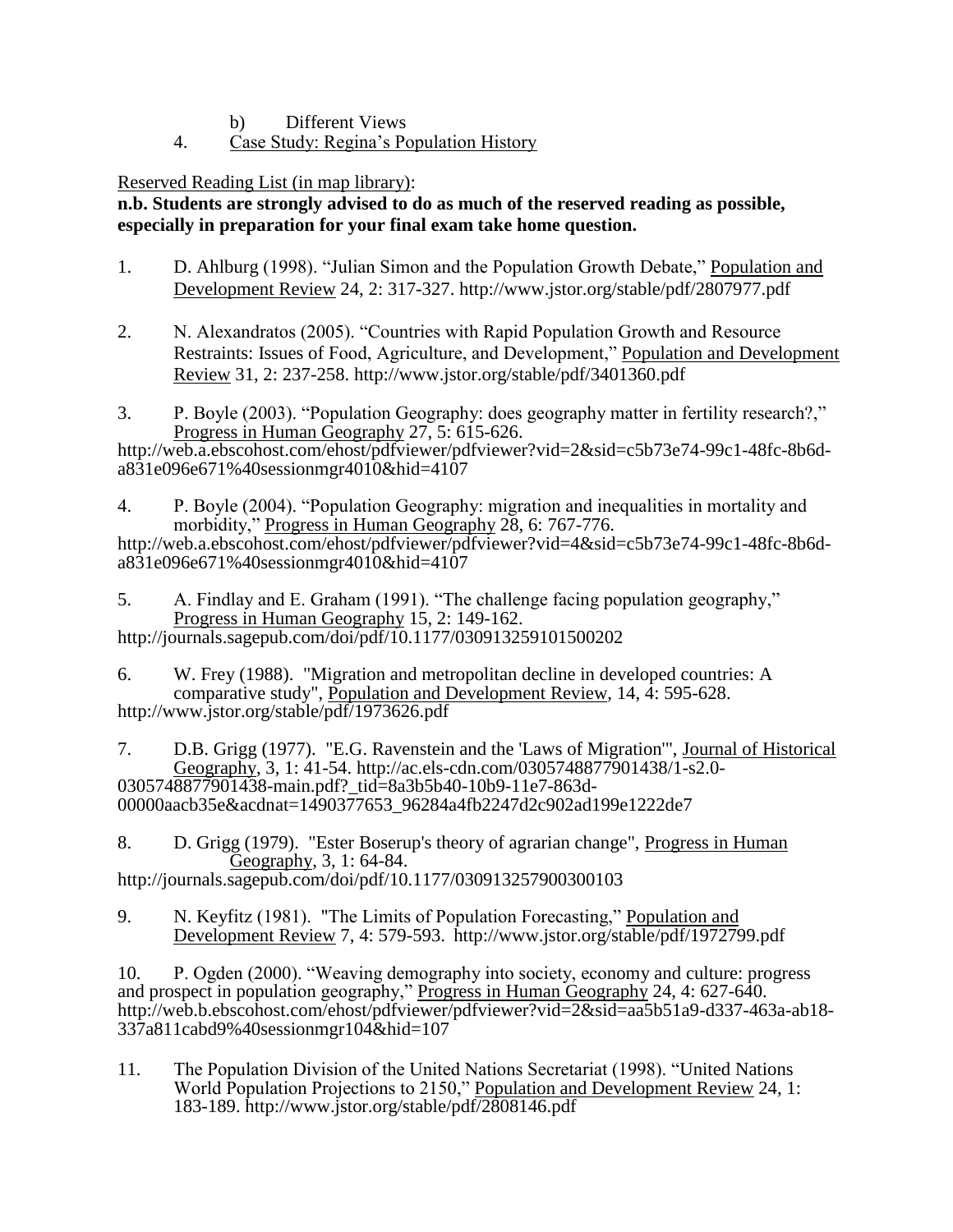b) Different Views

4. Case Study: Regina's Population History

Reserved Reading List (in map library):

**n.b. Students are strongly advised to do as much of the reserved reading as possible, especially in preparation for your final exam take home question.**

1. D. Ahlburg (1998). "Julian Simon and the Population Growth Debate," Population and Development Review 24, 2: 317-327. http://www.jstor.org/stable/pdf/2807977.pdf

2. N. Alexandratos (2005). "Countries with Rapid Population Growth and Resource Restraints: Issues of Food, Agriculture, and Development," Population and Development Review 31, 2: 237-258. http://www.jstor.org/stable/pdf/3401360.pdf

3. P. Boyle (2003). "Population Geography: does geography matter in fertility research?," Progress in Human Geography 27, 5: 615-626. http://web.a.ebscohost.com/ehost/pdfviewer/pdfviewer?vid=2&sid=c5b73e74-99c1-48fc-8b6d-a831e096e671%40sessionmgr4010&hid=4107

4. P. Boyle (2004). "Population Geography: migration and inequalities in mortality and morbidity," Progress in Human Geography 28, 6: 767-776. http://web.a.ebscohost.com/ehost/pdfviewer/pdfviewer?vid=4&sid=c5b73e74-99c1-48fc-8b6d-a831e096e671%40sessionmgr4010&hid=4107

5. A. Findlay and E. Graham (1991). "The challenge facing population geography," Progress in Human Geography 15, 2: 149-162. http://journals.sagepub.com/doi/pdf/10.1177/030913259101500202

6. W. Frey (1988). "Migration and metropolitan decline in developed countries: A comparative study", Population and Development Review, 14, 4: 595-628. http://www.jstor.org/stable/pdf/1973626.pdf

7. D.B. Grigg (1977). "E.G. Ravenstein and the 'Laws of Migration'", Journal of Historical Geography, 3, 1: 41-54. http://ac.els-cdn.com/0305748877901438/1-s2.0-0305748877901438-main.pdf?_tid=8a3b5b40-10b9-11e7-863d-00000aacb35e&acdnat=1490377653_96284a4fb2247d2c902ad199e1222de7

8. D. Grigg (1979). "Ester Boserup's theory of agrarian change", Progress in Human Geography, 3, 1: 64-84. http://journals.sagepub.com/doi/pdf/10.1177/030913257900300103

9. N. Keyfitz (1981). "The Limits of Population Forecasting," Population and Development Review 7, 4: 579-593. http://www.jstor.org/stable/pdf/1972799.pdf

10. P. Ogden (2000). "Weaving demography into society, economy and culture: progress and prospect in population geography," Progress in Human Geography 24, 4: 627-640. http://web.b.ebscohost.com/ehost/pdfviewer/pdfviewer?vid=2&sid=aa5b51a9-d337-463a-ab18-337a811cabd9%40sessionmgr104&hid=107

11. The Population Division of the United Nations Secretariat (1998). "United Nations World Population Projections to 2150," Population and Development Review 24, 1: 183-189. http://www.jstor.org/stable/pdf/2808146.pdf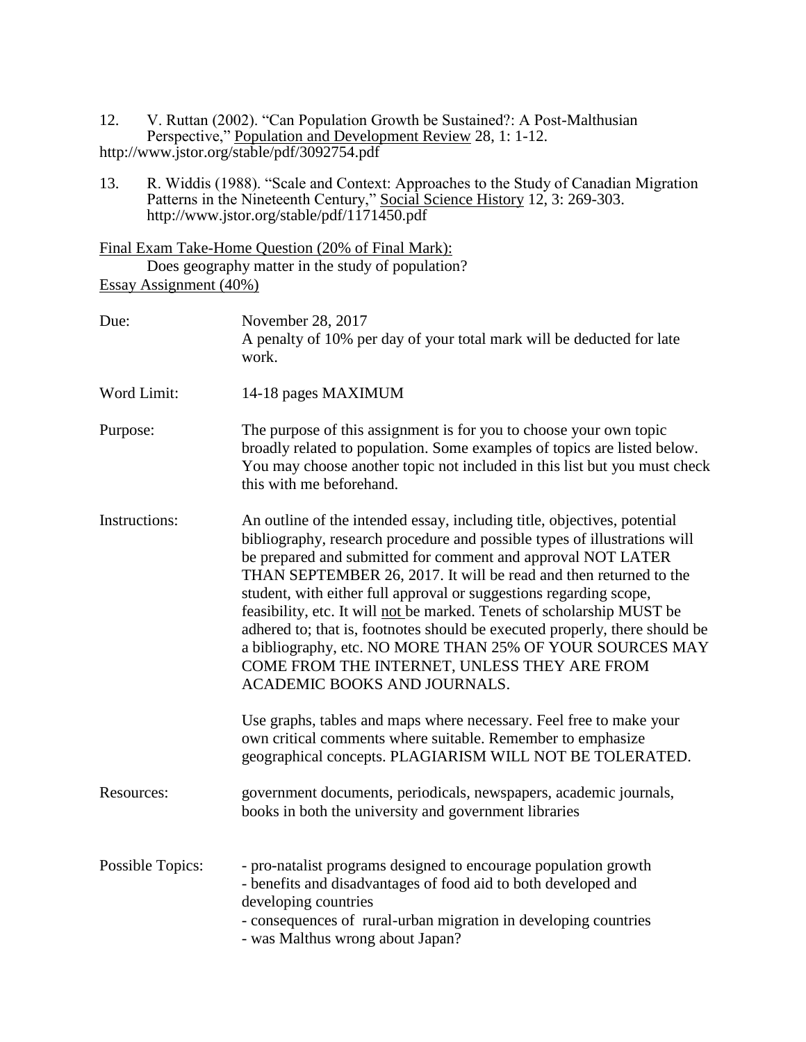12. V. Ruttan (2002). "Can Population Growth be Sustained?: A Post-Malthusian Perspective," Population and Development Review 28, 1: 1-12.
http://www.jstor.org/stable/pdf/3092754.pdf

13. R. Widdis (1988). "Scale and Context: Approaches to the Study of Canadian Migration Patterns in the Nineteenth Century," Social Science History 12, 3: 269-303.
http://www.jstor.org/stable/pdf/1171450.pdf

Final Exam Take-Home Question (20% of Final Mark):

Does geography matter in the study of population?

Essay Assignment (40%)

**Due:** November 28, 2017
A penalty of 10% per day of your total mark will be deducted for late work.

**Word Limit:** 14-18 pages MAXIMUM

**Purpose:** The purpose of this assignment is for you to choose your own topic broadly related to population. Some examples of topics are listed below. You may choose another topic not included in this list but you must check this with me beforehand.

**Instructions:** An outline of the intended essay, including title, objectives, potential bibliography, research procedure and possible types of illustrations will be prepared and submitted for comment and approval NOT LATER THAN SEPTEMBER 26, 2017. It will be read and then returned to the student, with either full approval or suggestions regarding scope, feasibility, etc. It will not be marked. Tenets of scholarship MUST be adhered to; that is, footnotes should be executed properly, there should be a bibliography, etc. NO MORE THAN 25% OF YOUR SOURCES MAY COME FROM THE INTERNET, UNLESS THEY ARE FROM ACADEMIC BOOKS AND JOURNALS.

Use graphs, tables and maps where necessary. Feel free to make your own critical comments where suitable. Remember to emphasize geographical concepts. PLAGIARISM WILL NOT BE TOLERATED.

**Resources:** government documents, periodicals, newspapers, academic journals, books in both the university and government libraries

**Possible Topics:**
- pro-natalist programs designed to encourage population growth
- benefits and disadvantages of food aid to both developed and developing countries
- consequences of rural-urban migration in developing countries
- was Malthus wrong about Japan?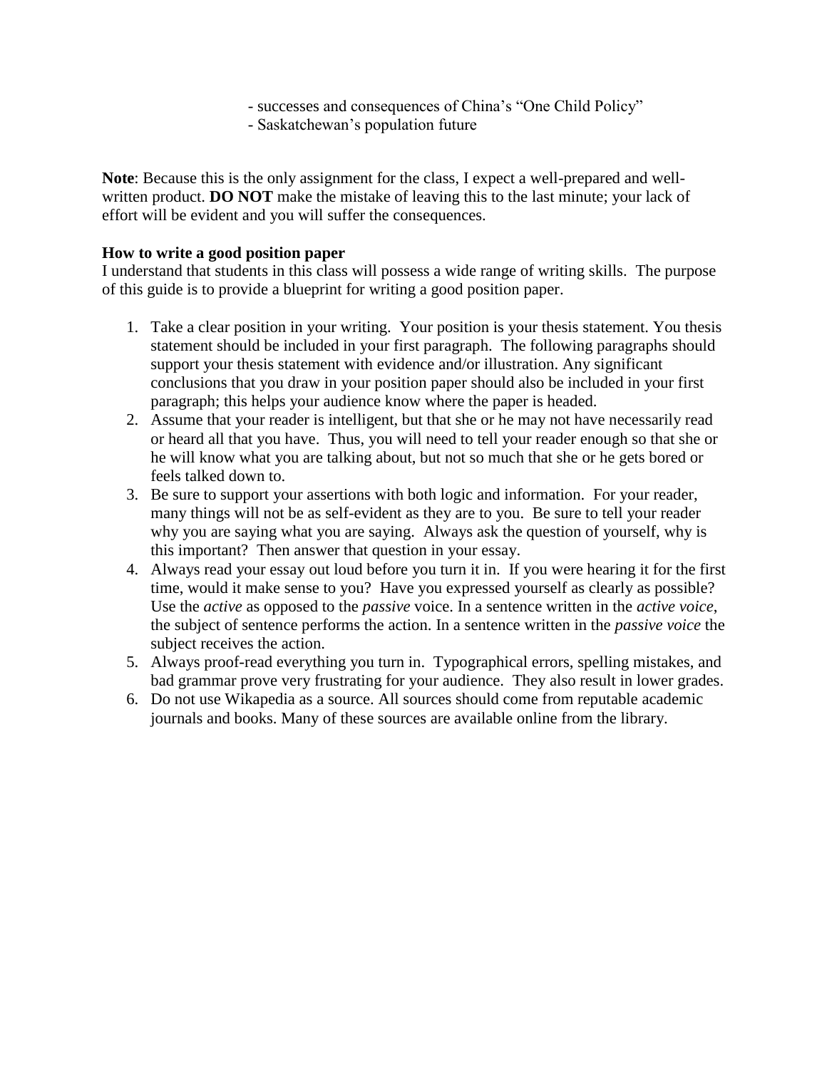- successes and consequences of China's "One Child Policy"
- Saskatchewan's population future

**Note**: Because this is the only assignment for the class, I expect a well-prepared and well-written product. **DO NOT** make the mistake of leaving this to the last minute; your lack of effort will be evident and you will suffer the consequences.

**How to write a good position paper**

I understand that students in this class will possess a wide range of writing skills. The purpose of this guide is to provide a blueprint for writing a good position paper.

1. Take a clear position in your writing. Your position is your thesis statement. You thesis statement should be included in your first paragraph. The following paragraphs should support your thesis statement with evidence and/or illustration. Any significant conclusions that you draw in your position paper should also be included in your first paragraph; this helps your audience know where the paper is headed.
2. Assume that your reader is intelligent, but that she or he may not have necessarily read or heard all that you have. Thus, you will need to tell your reader enough so that she or he will know what you are talking about, but not so much that she or he gets bored or feels talked down to.
3. Be sure to support your assertions with both logic and information. For your reader, many things will not be as self-evident as they are to you. Be sure to tell your reader why you are saying what you are saying. Always ask the question of yourself, why is this important? Then answer that question in your essay.
4. Always read your essay out loud before you turn it in. If you were hearing it for the first time, would it make sense to you? Have you expressed yourself as clearly as possible? Use the *active* as opposed to the *passive* voice. In a sentence written in the *active voice*, the subject of sentence performs the action. In a sentence written in the *passive voice* the subject receives the action.
5. Always proof-read everything you turn in. Typographical errors, spelling mistakes, and bad grammar prove very frustrating for your audience. They also result in lower grades.
6. Do not use Wikapedia as a source. All sources should come from reputable academic journals and books. Many of these sources are available online from the library.